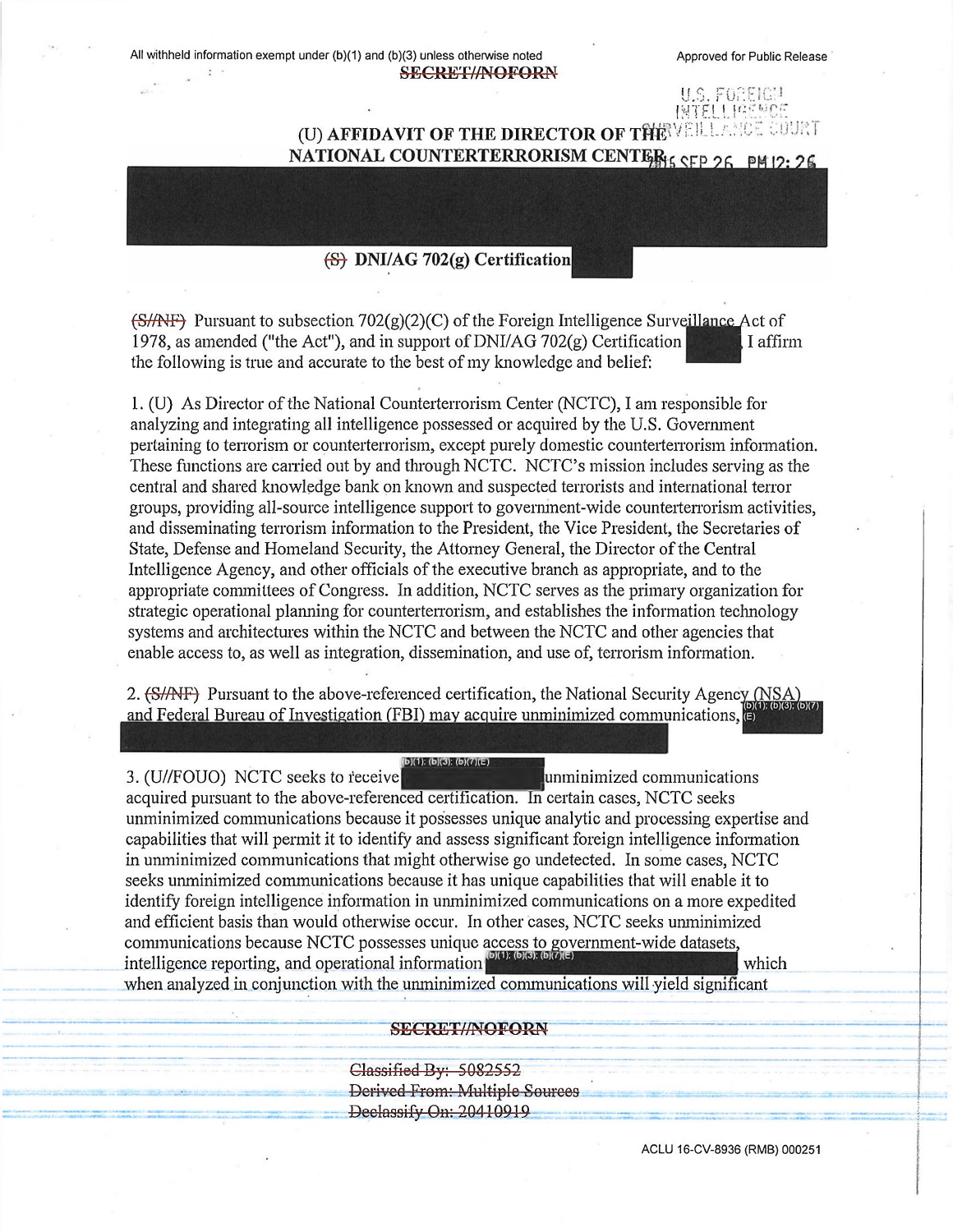All withheld information exempt under (b)(1) and (b)(3) unless otherwise noted

Approved for Public Release

SECRET//NOFORN

U.S. FOREIGN INTELLIGENCE SURVEILLANCE COURT

2016 SEP 26 PM 12:26

# (U) AFFIDAVIT OF THE DIRECTOR OF THE NATIONAL COUNTERTERRORISM CENTER

## (S) DNI/AG 702(g) Certification

(S//NF) Pursuant to subsection 702(g)(2)(C) of the Foreign Intelligence Surveillance Act of 1978, as amended ("the Act"), and in support of DNI/AG 702(g) Certification [redacted] I affirm the following is true and accurate to the best of my knowledge and belief:

1. (U) As Director of the National Counterterrorism Center (NCTC), I am responsible for analyzing and integrating all intelligence possessed or acquired by the U.S. Government pertaining to terrorism or counterterrorism, except purely domestic counterterrorism information. These functions are carried out by and through NCTC. NCTC's mission includes serving as the central and shared knowledge bank on known and suspected terrorists and international terror groups, providing all-source intelligence support to government-wide counterterrorism activities, and disseminating terrorism information to the President, the Vice President, the Secretaries of State, Defense and Homeland Security, the Attorney General, the Director of the Central Intelligence Agency, and other officials of the executive branch as appropriate, and to the appropriate committees of Congress. In addition, NCTC serves as the primary organization for strategic operational planning for counterterrorism, and establishes the information technology systems and architectures within the NCTC and between the NCTC and other agencies that enable access to, as well as integration, dissemination, and use of, terrorism information.

2. (S//NF) Pursuant to the above-referenced certification, the National Security Agency (NSA) and Federal Bureau of Investigation (FBI) may acquire unminimized communications, (b)(1); (b)(3); (b)(7)(E) [redacted]

3. (U//FOUO) NCTC seeks to receive (b)(1); (b)(3); (b)(7)(E) [redacted] unminimized communications acquired pursuant to the above-referenced certification. In certain cases, NCTC seeks unminimized communications because it possesses unique analytic and processing expertise and capabilities that will permit it to identify and assess significant foreign intelligence information in unminimized communications that might otherwise go undetected. In some cases, NCTC seeks unminimized communications because it has unique capabilities that will enable it to identify foreign intelligence information in unminimized communications on a more expedited and efficient basis than would otherwise occur. In other cases, NCTC seeks unminimized communications because NCTC possesses unique access to government-wide datasets, intelligence reporting, and operational information (b)(1); (b)(3); (b)(7)(E) [redacted] which when analyzed in conjunction with the unminimized communications will yield significant

SECRET//NOFORN

Classified By: 5082552
Derived From: Multiple Sources
Declassify On: 20410919

ACLU 16-CV-8936 (RMB) 000251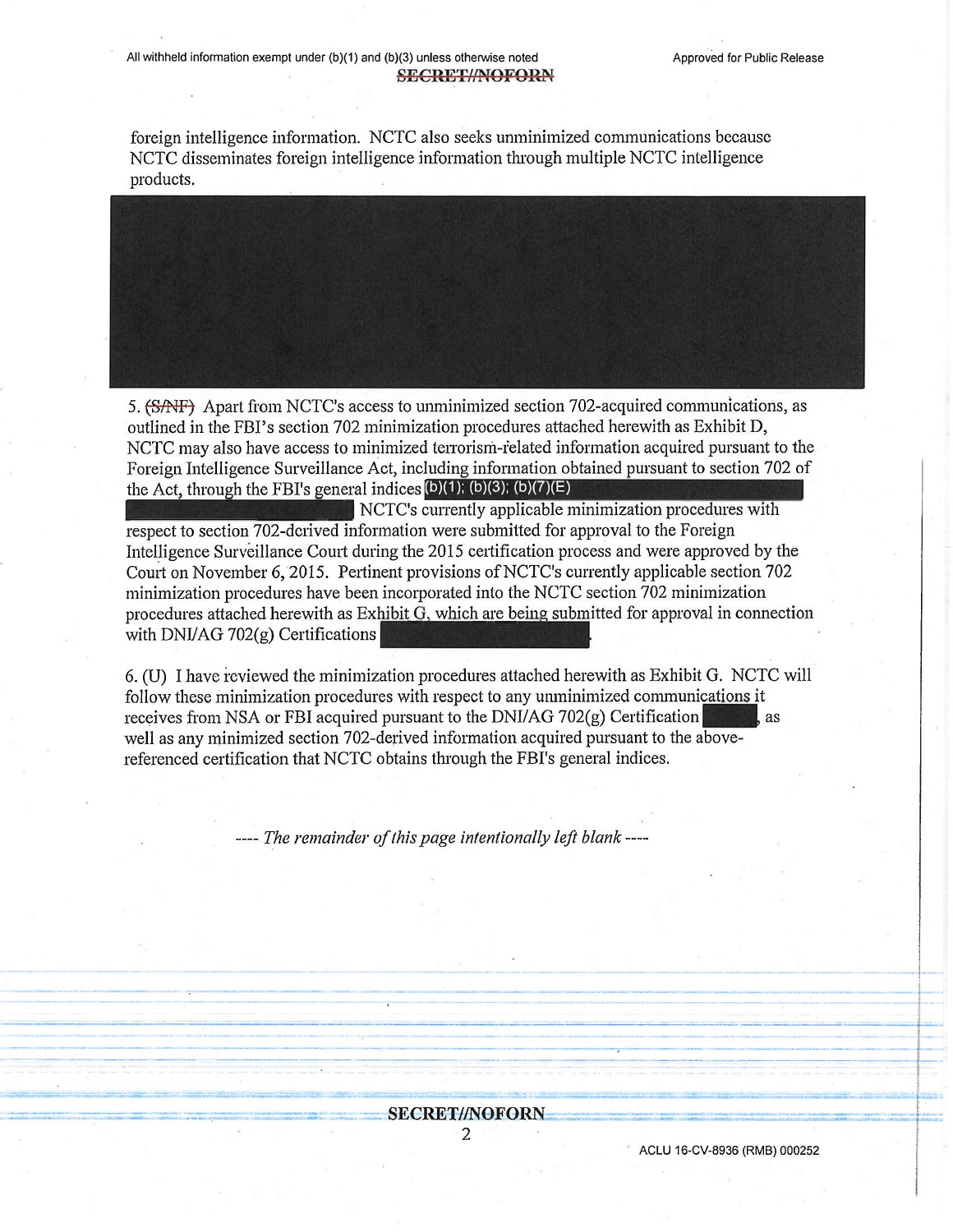foreign intelligence information. NCTC also seeks unminimized communications because NCTC disseminates foreign intelligence information through multiple NCTC intelligence products.

5. (S//NF) Apart from NCTC's access to unminimized section 702-acquired communications, as outlined in the FBI's section 702 minimization procedures attached herewith as Exhibit D, NCTC may also have access to minimized terrorism-related information acquired pursuant to the Foreign Intelligence Surveillance Act, including information obtained pursuant to section 702 of the Act, through the FBI's general indices (b)(1); (b)(3); (b)(7)(E) NCTC's currently applicable minimization procedures with respect to section 702-derived information were submitted for approval to the Foreign Intelligence Surveillance Court during the 2015 certification process and were approved by the Court on November 6, 2015. Pertinent provisions of NCTC's currently applicable section 702 minimization procedures have been incorporated into the NCTC section 702 minimization procedures attached herewith as Exhibit G, which are being submitted for approval in connection with DNI/AG 702(g) Certifications .

6. (U) I have reviewed the minimization procedures attached herewith as Exhibit G. NCTC will follow these minimization procedures with respect to any unminimized communications it receives from NSA or FBI acquired pursuant to the DNI/AG 702(g) Certification , as well as any minimized section 702-derived information acquired pursuant to the above-referenced certification that NCTC obtains through the FBI's general indices.

*---- The remainder of this page intentionally left blank ----*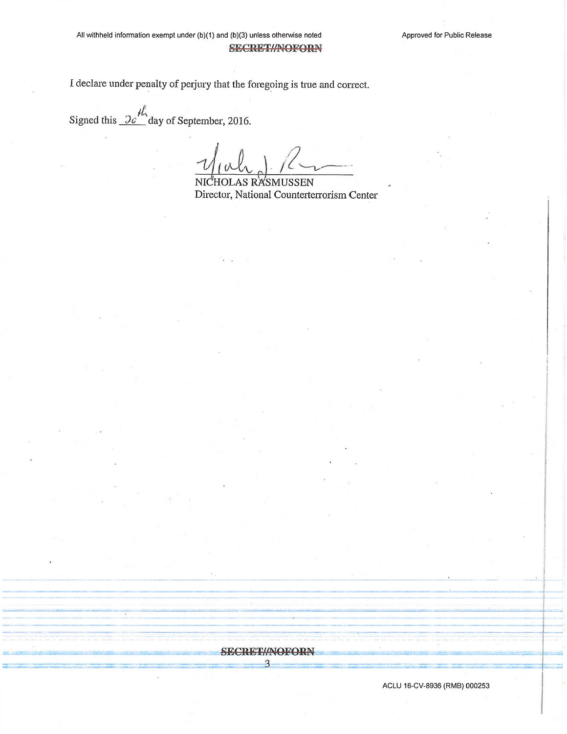I declare under penalty of perjury that the foregoing is true and correct.

Signed this 30th day of September, 2016.

NICHOLAS RASMUSSEN
Director, National Counterterrorism Center